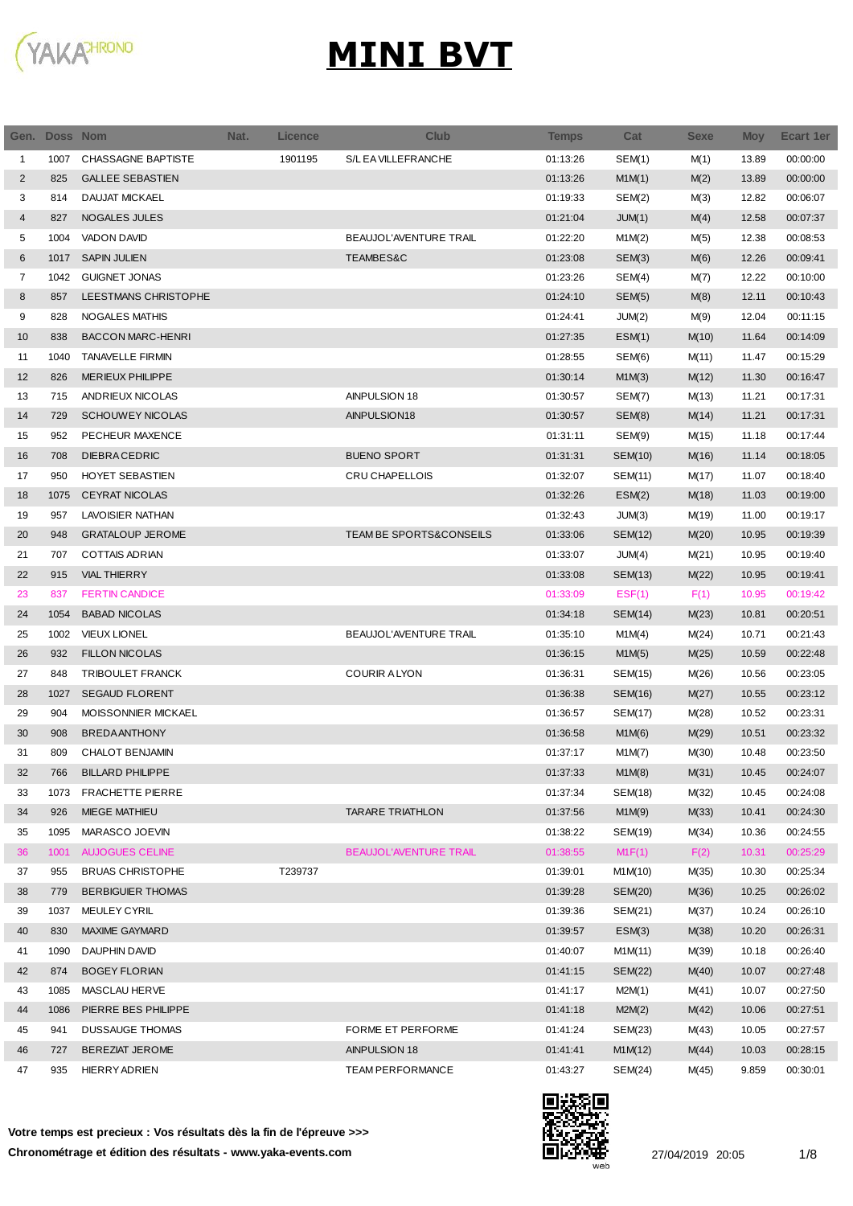# MINI BVT

| Gen. | Doss | Nom | Nat. | Licence | Club | Temps | Cat | Sexe | Moy | Ecart 1er |
|---|---|---|---|---|---|---|---|---|---|---|
| 1 | 1007 | CHASSAGNE BAPTISTE | | 1901195 | S/L EA VILLEFRANCHE | 01:13:26 | SEM(1) | M(1) | 13.89 | 00:00:00 |
| 2 | 825 | GALLEE SEBASTIEN | | | | 01:13:26 | M1M(1) | M(2) | 13.89 | 00:00:00 |
| 3 | 814 | DAUJAT MICKAEL | | | | 01:19:33 | SEM(2) | M(3) | 12.82 | 00:06:07 |
| 4 | 827 | NOGALES JULES | | | | 01:21:04 | JUM(1) | M(4) | 12.58 | 00:07:37 |
| 5 | 1004 | VADON DAVID | | | BEAUJOL'AVENTURE TRAIL | 01:22:20 | M1M(2) | M(5) | 12.38 | 00:08:53 |
| 6 | 1017 | SAPIN JULIEN | | | TEAMBES&C | 01:23:08 | SEM(3) | M(6) | 12.26 | 00:09:41 |
| 7 | 1042 | GUIGNET JONAS | | | | 01:23:26 | SEM(4) | M(7) | 12.22 | 00:10:00 |
| 8 | 857 | LEESTMANS CHRISTOPHE | | | | 01:24:10 | SEM(5) | M(8) | 12.11 | 00:10:43 |
| 9 | 828 | NOGALES MATHIS | | | | 01:24:41 | JUM(2) | M(9) | 12.04 | 00:11:15 |
| 10 | 838 | BACCON MARC-HENRI | | | | 01:27:35 | ESM(1) | M(10) | 11.64 | 00:14:09 |
| 11 | 1040 | TANAVELLE FIRMIN | | | | 01:28:55 | SEM(6) | M(11) | 11.47 | 00:15:29 |
| 12 | 826 | MERIEUX PHILIPPE | | | | 01:30:14 | M1M(3) | M(12) | 11.30 | 00:16:47 |
| 13 | 715 | ANDRIEUX NICOLAS | | | AINPULSION 18 | 01:30:57 | SEM(7) | M(13) | 11.21 | 00:17:31 |
| 14 | 729 | SCHOUWEY NICOLAS | | | AINPULSION18 | 01:30:57 | SEM(8) | M(14) | 11.21 | 00:17:31 |
| 15 | 952 | PECHEUR MAXENCE | | | | 01:31:11 | SEM(9) | M(15) | 11.18 | 00:17:44 |
| 16 | 708 | DIEBRA CEDRIC | | | BUENO SPORT | 01:31:31 | SEM(10) | M(16) | 11.14 | 00:18:05 |
| 17 | 950 | HOYET SEBASTIEN | | | CRU CHAPELLOIS | 01:32:07 | SEM(11) | M(17) | 11.07 | 00:18:40 |
| 18 | 1075 | CEYRAT NICOLAS | | | | 01:32:26 | ESM(2) | M(18) | 11.03 | 00:19:00 |
| 19 | 957 | LAVOISIER NATHAN | | | | 01:32:43 | JUM(3) | M(19) | 11.00 | 00:19:17 |
| 20 | 948 | GRATALOUP JEROME | | | TEAM BE SPORTS&CONSEILS | 01:33:06 | SEM(12) | M(20) | 10.95 | 00:19:39 |
| 21 | 707 | COTTAIS ADRIAN | | | | 01:33:07 | JUM(4) | M(21) | 10.95 | 00:19:40 |
| 22 | 915 | VIAL THIERRY | | | | 01:33:08 | SEM(13) | M(22) | 10.95 | 00:19:41 |
| 23 | 837 | FERTIN CANDICE | | | | 01:33:09 | ESF(1) | F(1) | 10.95 | 00:19:42 |
| 24 | 1054 | BABAD NICOLAS | | | | 01:34:18 | SEM(14) | M(23) | 10.81 | 00:20:51 |
| 25 | 1002 | VIEUX LIONEL | | | BEAUJOL'AVENTURE TRAIL | 01:35:10 | M1M(4) | M(24) | 10.71 | 00:21:43 |
| 26 | 932 | FILLON NICOLAS | | | | 01:36:15 | M1M(5) | M(25) | 10.59 | 00:22:48 |
| 27 | 848 | TRIBOULET FRANCK | | | COURIR A LYON | 01:36:31 | SEM(15) | M(26) | 10.56 | 00:23:05 |
| 28 | 1027 | SEGAUD FLORENT | | | | 01:36:38 | SEM(16) | M(27) | 10.55 | 00:23:12 |
| 29 | 904 | MOISSONNIER MICKAEL | | | | 01:36:57 | SEM(17) | M(28) | 10.52 | 00:23:31 |
| 30 | 908 | BREDA ANTHONY | | | | 01:36:58 | M1M(6) | M(29) | 10.51 | 00:23:32 |
| 31 | 809 | CHALOT BENJAMIN | | | | 01:37:17 | M1M(7) | M(30) | 10.48 | 00:23:50 |
| 32 | 766 | BILLARD PHILIPPE | | | | 01:37:33 | M1M(8) | M(31) | 10.45 | 00:24:07 |
| 33 | 1073 | FRACHETTE PIERRE | | | | 01:37:34 | SEM(18) | M(32) | 10.45 | 00:24:08 |
| 34 | 926 | MIEGE MATHIEU | | | TARARE TRIATHLON | 01:37:56 | M1M(9) | M(33) | 10.41 | 00:24:30 |
| 35 | 1095 | MARASCO JOEVIN | | | | 01:38:22 | SEM(19) | M(34) | 10.36 | 00:24:55 |
| 36 | 1001 | AUJOGUES CELINE | | | BEAUJOL'AVENTURE TRAIL | 01:38:55 | M1F(1) | F(2) | 10.31 | 00:25:29 |
| 37 | 955 | BRUAS CHRISTOPHE | | T239737 | | 01:39:01 | M1M(10) | M(35) | 10.30 | 00:25:34 |
| 38 | 779 | BERBIGUIER THOMAS | | | | 01:39:28 | SEM(20) | M(36) | 10.25 | 00:26:02 |
| 39 | 1037 | MEULEY CYRIL | | | | 01:39:36 | SEM(21) | M(37) | 10.24 | 00:26:10 |
| 40 | 830 | MAXIME GAYMARD | | | | 01:39:57 | ESM(3) | M(38) | 10.20 | 00:26:31 |
| 41 | 1090 | DAUPHIN DAVID | | | | 01:40:07 | M1M(11) | M(39) | 10.18 | 00:26:40 |
| 42 | 874 | BOGEY FLORIAN | | | | 01:41:15 | SEM(22) | M(40) | 10.07 | 00:27:48 |
| 43 | 1085 | MASCLAU HERVE | | | | 01:41:17 | M2M(1) | M(41) | 10.07 | 00:27:50 |
| 44 | 1086 | PIERRE BES PHILIPPE | | | | 01:41:18 | M2M(2) | M(42) | 10.06 | 00:27:51 |
| 45 | 941 | DUSSAUGE THOMAS | | | FORME ET PERFORME | 01:41:24 | SEM(23) | M(43) | 10.05 | 00:27:57 |
| 46 | 727 | BEREZIAT JEROME | | | AINPULSION 18 | 01:41:41 | M1M(12) | M(44) | 10.03 | 00:28:15 |
| 47 | 935 | HIERRY ADRIEN | | | TEAM PERFORMANCE | 01:43:27 | SEM(24) | M(45) | 9.859 | 00:30:01 |

**Votre temps est precieux : Vos résultats dès la fin de l'épreuve >>>**

**Chronométrage et édition des résultats - www.yaka-events.com**

27/04/2019 20:05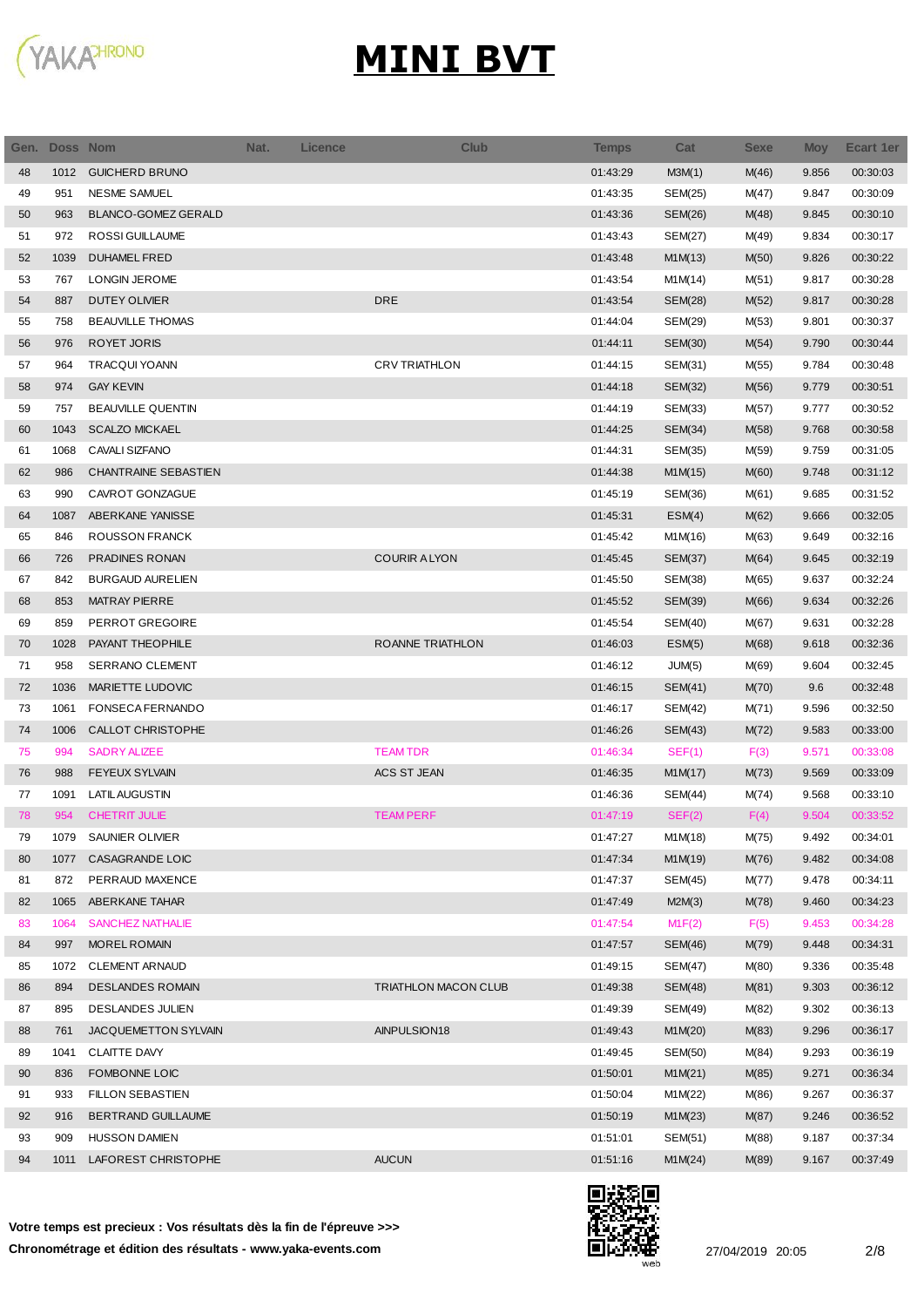# MINI BVT

| Gen. | Doss | Nom | Nat. | Licence | Club | Temps | Cat | Sexe | Moy | Ecart 1er |
|---|---|---|---|---|---|---|---|---|---|---|
| 48 | 1012 | GUICHERD BRUNO | | | | 01:43:29 | M3M(1) | M(46) | 9.856 | 00:30:03 |
| 49 | 951 | NESME SAMUEL | | | | 01:43:35 | SEM(25) | M(47) | 9.847 | 00:30:09 |
| 50 | 963 | BLANCO-GOMEZ GERALD | | | | 01:43:36 | SEM(26) | M(48) | 9.845 | 00:30:10 |
| 51 | 972 | ROSSI GUILLAUME | | | | 01:43:43 | SEM(27) | M(49) | 9.834 | 00:30:17 |
| 52 | 1039 | DUHAMEL FRED | | | | 01:43:48 | M1M(13) | M(50) | 9.826 | 00:30:22 |
| 53 | 767 | LONGIN JEROME | | | | 01:43:54 | M1M(14) | M(51) | 9.817 | 00:30:28 |
| 54 | 887 | DUTEY OLIVIER | | | DRE | 01:43:54 | SEM(28) | M(52) | 9.817 | 00:30:28 |
| 55 | 758 | BEAUVILLE THOMAS | | | | 01:44:04 | SEM(29) | M(53) | 9.801 | 00:30:37 |
| 56 | 976 | ROYET JORIS | | | | 01:44:11 | SEM(30) | M(54) | 9.790 | 00:30:44 |
| 57 | 964 | TRACQUI YOANN | | | CRV TRIATHLON | 01:44:15 | SEM(31) | M(55) | 9.784 | 00:30:48 |
| 58 | 974 | GAY KEVIN | | | | 01:44:18 | SEM(32) | M(56) | 9.779 | 00:30:51 |
| 59 | 757 | BEAUVILLE QUENTIN | | | | 01:44:19 | SEM(33) | M(57) | 9.777 | 00:30:52 |
| 60 | 1043 | SCALZO MICKAEL | | | | 01:44:25 | SEM(34) | M(58) | 9.768 | 00:30:58 |
| 61 | 1068 | CAVALI SIZFANO | | | | 01:44:31 | SEM(35) | M(59) | 9.759 | 00:31:05 |
| 62 | 986 | CHANTRAINE SEBASTIEN | | | | 01:44:38 | M1M(15) | M(60) | 9.748 | 00:31:12 |
| 63 | 990 | CAVROT GONZAGUE | | | | 01:45:19 | SEM(36) | M(61) | 9.685 | 00:31:52 |
| 64 | 1087 | ABERKANE YANISSE | | | | 01:45:31 | ESM(4) | M(62) | 9.666 | 00:32:05 |
| 65 | 846 | ROUSSON FRANCK | | | | 01:45:42 | M1M(16) | M(63) | 9.649 | 00:32:16 |
| 66 | 726 | PRADINES RONAN | | | COURIR A LYON | 01:45:45 | SEM(37) | M(64) | 9.645 | 00:32:19 |
| 67 | 842 | BURGAUD AURELIEN | | | | 01:45:50 | SEM(38) | M(65) | 9.637 | 00:32:24 |
| 68 | 853 | MATRAY PIERRE | | | | 01:45:52 | SEM(39) | M(66) | 9.634 | 00:32:26 |
| 69 | 859 | PERROT GREGOIRE | | | | 01:45:54 | SEM(40) | M(67) | 9.631 | 00:32:28 |
| 70 | 1028 | PAYANT THEOPHILE | | | ROANNE TRIATHLON | 01:46:03 | ESM(5) | M(68) | 9.618 | 00:32:36 |
| 71 | 958 | SERRANO CLEMENT | | | | 01:46:12 | JUM(5) | M(69) | 9.604 | 00:32:45 |
| 72 | 1036 | MARIETTE LUDOVIC | | | | 01:46:15 | SEM(41) | M(70) | 9.6 | 00:32:48 |
| 73 | 1061 | FONSECA FERNANDO | | | | 01:46:17 | SEM(42) | M(71) | 9.596 | 00:32:50 |
| 74 | 1006 | CALLOT CHRISTOPHE | | | | 01:46:26 | SEM(43) | M(72) | 9.583 | 00:33:00 |
| 75 | 994 | SADRY ALIZEE | | | TEAM TDR | 01:46:34 | SEF(1) | F(3) | 9.571 | 00:33:08 |
| 76 | 988 | FEYEUX SYLVAIN | | | ACS ST JEAN | 01:46:35 | M1M(17) | M(73) | 9.569 | 00:33:09 |
| 77 | 1091 | LATIL AUGUSTIN | | | | 01:46:36 | SEM(44) | M(74) | 9.568 | 00:33:10 |
| 78 | 954 | CHETRIT JULIE | | | TEAM PERF | 01:47:19 | SEF(2) | F(4) | 9.504 | 00:33:52 |
| 79 | 1079 | SAUNIER OLIVIER | | | | 01:47:27 | M1M(18) | M(75) | 9.492 | 00:34:01 |
| 80 | 1077 | CASAGRANDE LOIC | | | | 01:47:34 | M1M(19) | M(76) | 9.482 | 00:34:08 |
| 81 | 872 | PERRAUD MAXENCE | | | | 01:47:37 | SEM(45) | M(77) | 9.478 | 00:34:11 |
| 82 | 1065 | ABERKANE TAHAR | | | | 01:47:49 | M2M(3) | M(78) | 9.460 | 00:34:23 |
| 83 | 1064 | SANCHEZ NATHALIE | | | | 01:47:54 | M1F(2) | F(5) | 9.453 | 00:34:28 |
| 84 | 997 | MOREL ROMAIN | | | | 01:47:57 | SEM(46) | M(79) | 9.448 | 00:34:31 |
| 85 | 1072 | CLEMENT ARNAUD | | | | 01:49:15 | SEM(47) | M(80) | 9.336 | 00:35:48 |
| 86 | 894 | DESLANDES ROMAIN | | | TRIATHLON MACON CLUB | 01:49:38 | SEM(48) | M(81) | 9.303 | 00:36:12 |
| 87 | 895 | DESLANDES JULIEN | | | | 01:49:39 | SEM(49) | M(82) | 9.302 | 00:36:13 |
| 88 | 761 | JACQUEMETTON SYLVAIN | | | AINPULSION18 | 01:49:43 | M1M(20) | M(83) | 9.296 | 00:36:17 |
| 89 | 1041 | CLAITTE DAVY | | | | 01:49:45 | SEM(50) | M(84) | 9.293 | 00:36:19 |
| 90 | 836 | FOMBONNE LOIC | | | | 01:50:01 | M1M(21) | M(85) | 9.271 | 00:36:34 |
| 91 | 933 | FILLON SEBASTIEN | | | | 01:50:04 | M1M(22) | M(86) | 9.267 | 00:36:37 |
| 92 | 916 | BERTRAND GUILLAUME | | | | 01:50:19 | M1M(23) | M(87) | 9.246 | 00:36:52 |
| 93 | 909 | HUSSON DAMIEN | | | | 01:51:01 | SEM(51) | M(88) | 9.187 | 00:37:34 |
| 94 | 1011 | LAFOREST CHRISTOPHE | | | AUCUN | 01:51:16 | M1M(24) | M(89) | 9.167 | 00:37:49 |

**Votre temps est precieux : Vos résultats dès la fin de l'épreuve >>>**

**Chronométrage et édition des résultats - www.yaka-events.com**

27/04/2019 20:05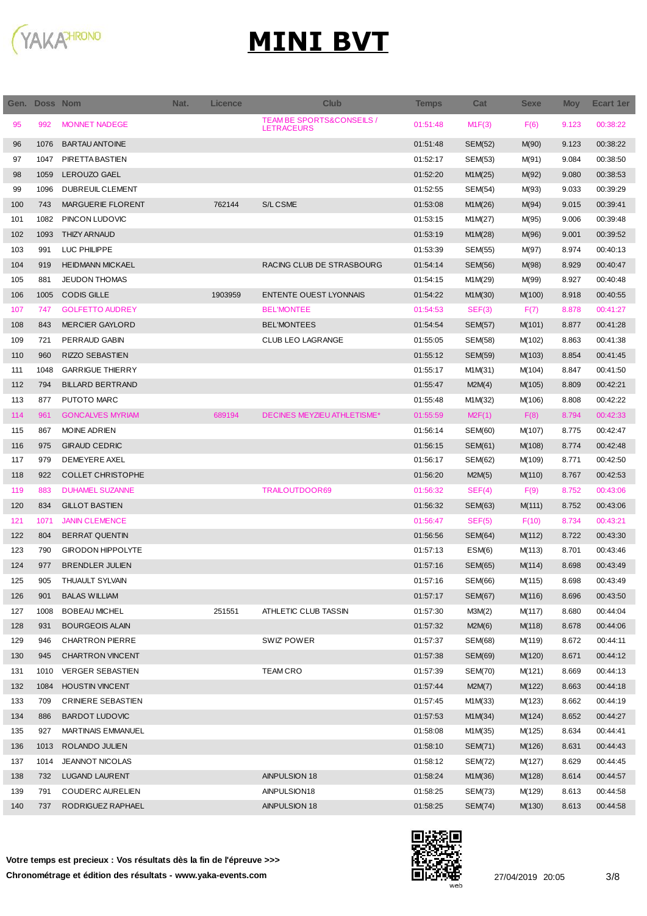# MINI BVT

| Gen. | Doss | Nom | Nat. | Licence | Club | Temps | Cat | Sexe | Moy | Ecart 1er |
|---|---|---|---|---|---|---|---|---|---|---|
| 95 | 992 | MONNET NADEGE | | | TEAM BE SPORTS&CONSEILS / LETRACEURS | 01:51:48 | M1F(3) | F(6) | 9.123 | 00:38:22 |
| 96 | 1076 | BARTAU ANTOINE | | | | 01:51:48 | SEM(52) | M(90) | 9.123 | 00:38:22 |
| 97 | 1047 | PIRETTA BASTIEN | | | | 01:52:17 | SEM(53) | M(91) | 9.084 | 00:38:50 |
| 98 | 1059 | LEROUZO GAEL | | | | 01:52:20 | M1M(25) | M(92) | 9.080 | 00:38:53 |
| 99 | 1096 | DUBREUIL CLEMENT | | | | 01:52:55 | SEM(54) | M(93) | 9.033 | 00:39:29 |
| 100 | 743 | MARGUERIE FLORENT | | 762144 | S/L CSME | 01:53:08 | M1M(26) | M(94) | 9.015 | 00:39:41 |
| 101 | 1082 | PINCON LUDOVIC | | | | 01:53:15 | M1M(27) | M(95) | 9.006 | 00:39:48 |
| 102 | 1093 | THIZY ARNAUD | | | | 01:53:19 | M1M(28) | M(96) | 9.001 | 00:39:52 |
| 103 | 991 | LUC PHILIPPE | | | | 01:53:39 | SEM(55) | M(97) | 8.974 | 00:40:13 |
| 104 | 919 | HEIDMANN MICKAEL | | | RACING CLUB DE STRASBOURG | 01:54:14 | SEM(56) | M(98) | 8.929 | 00:40:47 |
| 105 | 881 | JEUDON THOMAS | | | | 01:54:15 | M1M(29) | M(99) | 8.927 | 00:40:48 |
| 106 | 1005 | CODIS GILLE | | 1903959 | ENTENTE OUEST LYONNAIS | 01:54:22 | M1M(30) | M(100) | 8.918 | 00:40:55 |
| 107 | 747 | GOLFETTO AUDREY | | | BEL'MONTEE | 01:54:53 | SEF(3) | F(7) | 8.878 | 00:41:27 |
| 108 | 843 | MERCIER GAYLORD | | | BEL'MONTEES | 01:54:54 | SEM(57) | M(101) | 8.877 | 00:41:28 |
| 109 | 721 | PERRAUD GABIN | | | CLUB LEO LAGRANGE | 01:55:05 | SEM(58) | M(102) | 8.863 | 00:41:38 |
| 110 | 960 | RIZZO SEBASTIEN | | | | 01:55:12 | SEM(59) | M(103) | 8.854 | 00:41:45 |
| 111 | 1048 | GARRIGUE THIERRY | | | | 01:55:17 | M1M(31) | M(104) | 8.847 | 00:41:50 |
| 112 | 794 | BILLARD BERTRAND | | | | 01:55:47 | M2M(4) | M(105) | 8.809 | 00:42:21 |
| 113 | 877 | PUTOTO MARC | | | | 01:55:48 | M1M(32) | M(106) | 8.808 | 00:42:22 |
| 114 | 961 | GONCALVES MYRIAM | | 689194 | DECINES MEYZIEU ATHLETISME* | 01:55:59 | M2F(1) | F(8) | 8.794 | 00:42:33 |
| 115 | 867 | MOINE ADRIEN | | | | 01:56:14 | SEM(60) | M(107) | 8.775 | 00:42:47 |
| 116 | 975 | GIRAUD CEDRIC | | | | 01:56:15 | SEM(61) | M(108) | 8.774 | 00:42:48 |
| 117 | 979 | DEMEYERE AXEL | | | | 01:56:17 | SEM(62) | M(109) | 8.771 | 00:42:50 |
| 118 | 922 | COLLET CHRISTOPHE | | | | 01:56:20 | M2M(5) | M(110) | 8.767 | 00:42:53 |
| 119 | 883 | DUHAMEL SUZANNE | | | TRAILOUTDOOR69 | 01:56:32 | SEF(4) | F(9) | 8.752 | 00:43:06 |
| 120 | 834 | GILLOT BASTIEN | | | | 01:56:32 | SEM(63) | M(111) | 8.752 | 00:43:06 |
| 121 | 1071 | JANIN CLEMENCE | | | | 01:56:47 | SEF(5) | F(10) | 8.734 | 00:43:21 |
| 122 | 804 | BERRAT QUENTIN | | | | 01:56:56 | SEM(64) | M(112) | 8.722 | 00:43:30 |
| 123 | 790 | GIRODON HIPPOLYTE | | | | 01:57:13 | ESM(6) | M(113) | 8.701 | 00:43:46 |
| 124 | 977 | BRENDLER JULIEN | | | | 01:57:16 | SEM(65) | M(114) | 8.698 | 00:43:49 |
| 125 | 905 | THUAULT SYLVAIN | | | | 01:57:16 | SEM(66) | M(115) | 8.698 | 00:43:49 |
| 126 | 901 | BALAS WILLIAM | | | | 01:57:17 | SEM(67) | M(116) | 8.696 | 00:43:50 |
| 127 | 1008 | BOBEAU MICHEL | | 251551 | ATHLETIC CLUB TASSIN | 01:57:30 | M3M(2) | M(117) | 8.680 | 00:44:04 |
| 128 | 931 | BOURGEOIS ALAIN | | | | 01:57:32 | M2M(6) | M(118) | 8.678 | 00:44:06 |
| 129 | 946 | CHARTRON PIERRE | | | SWIZ POWER | 01:57:37 | SEM(68) | M(119) | 8.672 | 00:44:11 |
| 130 | 945 | CHARTRON VINCENT | | | | 01:57:38 | SEM(69) | M(120) | 8.671 | 00:44:12 |
| 131 | 1010 | VERGER SEBASTIEN | | | TEAM CRO | 01:57:39 | SEM(70) | M(121) | 8.669 | 00:44:13 |
| 132 | 1084 | HOUSTIN VINCENT | | | | 01:57:44 | M2M(7) | M(122) | 8.663 | 00:44:18 |
| 133 | 709 | CRINIERE SEBASTIEN | | | | 01:57:45 | M1M(33) | M(123) | 8.662 | 00:44:19 |
| 134 | 886 | BARDOT LUDOVIC | | | | 01:57:53 | M1M(34) | M(124) | 8.652 | 00:44:27 |
| 135 | 927 | MARTINAIS EMMANUEL | | | | 01:58:08 | M1M(35) | M(125) | 8.634 | 00:44:41 |
| 136 | 1013 | ROLANDO JULIEN | | | | 01:58:10 | SEM(71) | M(126) | 8.631 | 00:44:43 |
| 137 | 1014 | JEANNOT NICOLAS | | | | 01:58:12 | SEM(72) | M(127) | 8.629 | 00:44:45 |
| 138 | 732 | LUGAND LAURENT | | | AINPULSION 18 | 01:58:24 | M1M(36) | M(128) | 8.614 | 00:44:57 |
| 139 | 791 | COUDERC AURELIEN | | | AINPULSION18 | 01:58:25 | SEM(73) | M(129) | 8.613 | 00:44:58 |
| 140 | 737 | RODRIGUEZ RAPHAEL | | | AINPULSION 18 | 01:58:25 | SEM(74) | M(130) | 8.613 | 00:44:58 |

**Votre temps est precieux : Vos résultats dès la fin de l'épreuve >>>**

**Chronométrage et édition des résultats - www.yaka-events.com**

27/04/2019 20:05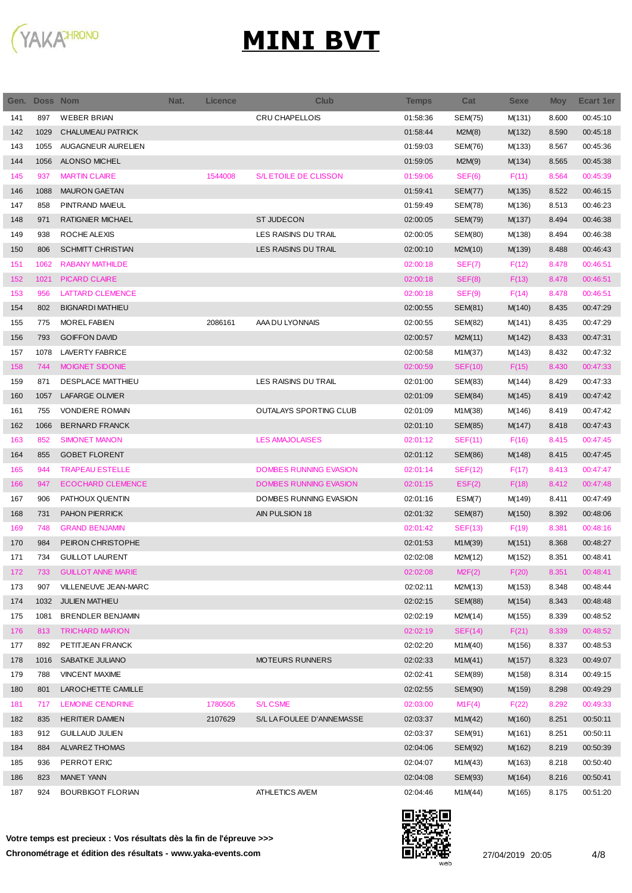# MINI BVT

| Gen. | Doss | Nom | Nat. | Licence | Club | Temps | Cat | Sexe | Moy | Ecart 1er |
|---|---|---|---|---|---|---|---|---|---|---|
| 141 | 897 | WEBER BRIAN | | | CRU CHAPELLOIS | 01:58:36 | SEM(75) | M(131) | 8.600 | 00:45:10 |
| 142 | 1029 | CHALUMEAU PATRICK | | | | 01:58:44 | M2M(8) | M(132) | 8.590 | 00:45:18 |
| 143 | 1055 | AUGAGNEUR AURELIEN | | | | 01:59:03 | SEM(76) | M(133) | 8.567 | 00:45:36 |
| 144 | 1056 | ALONSO MICHEL | | | | 01:59:05 | M2M(9) | M(134) | 8.565 | 00:45:38 |
| 145 | 937 | MARTIN CLAIRE | | 1544008 | S/L ETOILE DE CLISSON | 01:59:06 | SEF(6) | F(11) | 8.564 | 00:45:39 |
| 146 | 1088 | MAURON GAETAN | | | | 01:59:41 | SEM(77) | M(135) | 8.522 | 00:46:15 |
| 147 | 858 | PINTRAND MAIEUL | | | | 01:59:49 | SEM(78) | M(136) | 8.513 | 00:46:23 |
| 148 | 971 | RATIGNIER MICHAEL | | | ST JUDECON | 02:00:05 | SEM(79) | M(137) | 8.494 | 00:46:38 |
| 149 | 938 | ROCHE ALEXIS | | | LES RAISINS DU TRAIL | 02:00:05 | SEM(80) | M(138) | 8.494 | 00:46:38 |
| 150 | 806 | SCHMITT CHRISTIAN | | | LES RAISINS DU TRAIL | 02:00:10 | M2M(10) | M(139) | 8.488 | 00:46:43 |
| 151 | 1062 | RABANY MATHILDE | | | | 02:00:18 | SEF(7) | F(12) | 8.478 | 00:46:51 |
| 152 | 1021 | PICARD CLAIRE | | | | 02:00:18 | SEF(8) | F(13) | 8.478 | 00:46:51 |
| 153 | 956 | LATTARD CLEMENCE | | | | 02:00:18 | SEF(9) | F(14) | 8.478 | 00:46:51 |
| 154 | 802 | BIGNARDI MATHIEU | | | | 02:00:55 | SEM(81) | M(140) | 8.435 | 00:47:29 |
| 155 | 775 | MOREL FABIEN | | 2086161 | AAA DU LYONNAIS | 02:00:55 | SEM(82) | M(141) | 8.435 | 00:47:29 |
| 156 | 793 | GOIFFON DAVID | | | | 02:00:57 | M2M(11) | M(142) | 8.433 | 00:47:31 |
| 157 | 1078 | LAVERTY FABRICE | | | | 02:00:58 | M1M(37) | M(143) | 8.432 | 00:47:32 |
| 158 | 744 | MOIGNET SIDONIE | | | | 02:00:59 | SEF(10) | F(15) | 8.430 | 00:47:33 |
| 159 | 871 | DESPLACE MATTHIEU | | | LES RAISINS DU TRAIL | 02:01:00 | SEM(83) | M(144) | 8.429 | 00:47:33 |
| 160 | 1057 | LAFARGE OLIVIER | | | | 02:01:09 | SEM(84) | M(145) | 8.419 | 00:47:42 |
| 161 | 755 | VONDIERE ROMAIN | | | OUTALAYS SPORTING CLUB | 02:01:09 | M1M(38) | M(146) | 8.419 | 00:47:42 |
| 162 | 1066 | BERNARD FRANCK | | | | 02:01:10 | SEM(85) | M(147) | 8.418 | 00:47:43 |
| 163 | 852 | SIMONET MANON | | | LES AMAJOLAISES | 02:01:12 | SEF(11) | F(16) | 8.415 | 00:47:45 |
| 164 | 855 | GOBET FLORENT | | | | 02:01:12 | SEM(86) | M(148) | 8.415 | 00:47:45 |
| 165 | 944 | TRAPEAU ESTELLE | | | DOMBES RUNNING EVASION | 02:01:14 | SEF(12) | F(17) | 8.413 | 00:47:47 |
| 166 | 947 | ECOCHARD CLEMENCE | | | DOMBES RUNNING EVASION | 02:01:15 | ESF(2) | F(18) | 8.412 | 00:47:48 |
| 167 | 906 | PATHOUX QUENTIN | | | DOMBES RUNNING EVASION | 02:01:16 | ESM(7) | M(149) | 8.411 | 00:47:49 |
| 168 | 731 | PAHON PIERRICK | | | AIN PULSION 18 | 02:01:32 | SEM(87) | M(150) | 8.392 | 00:48:06 |
| 169 | 748 | GRAND BENJAMIN | | | | 02:01:42 | SEF(13) | F(19) | 8.381 | 00:48:16 |
| 170 | 984 | PEIRON CHRISTOPHE | | | | 02:01:53 | M1M(39) | M(151) | 8.368 | 00:48:27 |
| 171 | 734 | GUILLOT LAURENT | | | | 02:02:08 | M2M(12) | M(152) | 8.351 | 00:48:41 |
| 172 | 733 | GUILLOT ANNE MARIE | | | | 02:02:08 | M2F(2) | F(20) | 8.351 | 00:48:41 |
| 173 | 907 | VILLENEUVE JEAN-MARC | | | | 02:02:11 | M2M(13) | M(153) | 8.348 | 00:48:44 |
| 174 | 1032 | JULIEN MATHIEU | | | | 02:02:15 | SEM(88) | M(154) | 8.343 | 00:48:48 |
| 175 | 1081 | BRENDLER BENJAMIN | | | | 02:02:19 | M2M(14) | M(155) | 8.339 | 00:48:52 |
| 176 | 813 | TRICHARD MARION | | | | 02:02:19 | SEF(14) | F(21) | 8.339 | 00:48:52 |
| 177 | 892 | PETITJEAN FRANCK | | | | 02:02:20 | M1M(40) | M(156) | 8.337 | 00:48:53 |
| 178 | 1016 | SABATKE JULIANO | | | MOTEURS RUNNERS | 02:02:33 | M1M(41) | M(157) | 8.323 | 00:49:07 |
| 179 | 788 | VINCENT MAXIME | | | | 02:02:41 | SEM(89) | M(158) | 8.314 | 00:49:15 |
| 180 | 801 | LAROCHETTE CAMILLE | | | | 02:02:55 | SEM(90) | M(159) | 8.298 | 00:49:29 |
| 181 | 717 | LEMOINE CENDRINE | | 1780505 | S/L CSME | 02:03:00 | M1F(4) | F(22) | 8.292 | 00:49:33 |
| 182 | 835 | HERITIER DAMIEN | | 2107629 | S/L LA FOULEE D'ANNEMASSE | 02:03:37 | M1M(42) | M(160) | 8.251 | 00:50:11 |
| 183 | 912 | GUILLAUD JULIEN | | | | 02:03:37 | SEM(91) | M(161) | 8.251 | 00:50:11 |
| 184 | 884 | ALVAREZ THOMAS | | | | 02:04:06 | SEM(92) | M(162) | 8.219 | 00:50:39 |
| 185 | 936 | PERROT ERIC | | | | 02:04:07 | M1M(43) | M(163) | 8.218 | 00:50:40 |
| 186 | 823 | MANET YANN | | | | 02:04:08 | SEM(93) | M(164) | 8.216 | 00:50:41 |
| 187 | 924 | BOURBIGOT FLORIAN | | | ATHLETICS AVEM | 02:04:46 | M1M(44) | M(165) | 8.175 | 00:51:20 |

**Votre temps est precieux : Vos résultats dès la fin de l'épreuve >>>**

**Chronométrage et édition des résultats - www.yaka-events.com**

27/04/2019 20:05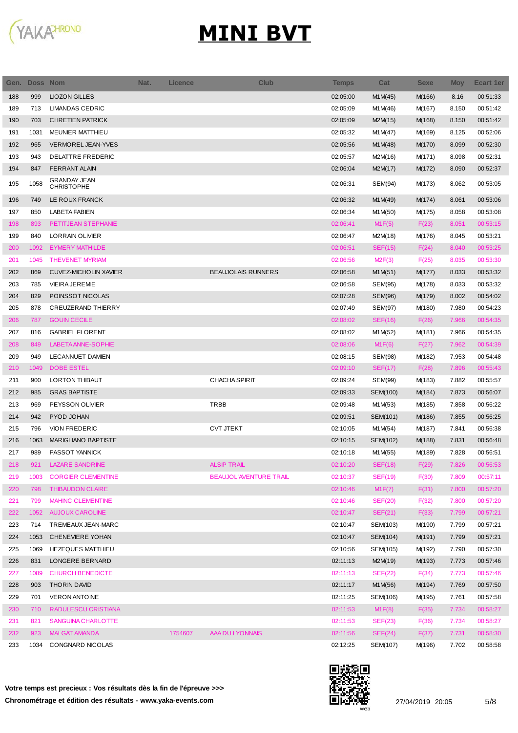# MINI BVT

| Gen. | Doss | Nom | Nat. | Licence | Club | Temps | Cat | Sexe | Moy | Ecart 1er |
|---|---|---|---|---|---|---|---|---|---|---|
| 188 | 999 | LIOZON GILLES | | | | 02:05:00 | M1M(45) | M(166) | 8.16 | 00:51:33 |
| 189 | 713 | LIMANDAS CEDRIC | | | | 02:05:09 | M1M(46) | M(167) | 8.150 | 00:51:42 |
| 190 | 703 | CHRETIEN PATRICK | | | | 02:05:09 | M2M(15) | M(168) | 8.150 | 00:51:42 |
| 191 | 1031 | MEUNIER MATTHIEU | | | | 02:05:32 | M1M(47) | M(169) | 8.125 | 00:52:06 |
| 192 | 965 | VERMOREL JEAN-YVES | | | | 02:05:56 | M1M(48) | M(170) | 8.099 | 00:52:30 |
| 193 | 943 | DELATTRE FREDERIC | | | | 02:05:57 | M2M(16) | M(171) | 8.098 | 00:52:31 |
| 194 | 847 | FERRANT ALAIN | | | | 02:06:04 | M2M(17) | M(172) | 8.090 | 00:52:37 |
| 195 | 1058 | GRANDAY JEAN CHRISTOPHE | | | | 02:06:31 | SEM(94) | M(173) | 8.062 | 00:53:05 |
| 196 | 749 | LE ROUX FRANCK | | | | 02:06:32 | M1M(49) | M(174) | 8.061 | 00:53:06 |
| 197 | 850 | LABETA FABIEN | | | | 02:06:34 | M1M(50) | M(175) | 8.058 | 00:53:08 |
| 198 | 893 | PETITJEAN STEPHANIE | | | | 02:06:41 | M1F(5) | F(23) | 8.051 | 00:53:15 |
| 199 | 840 | LORRAIN OLIVIER | | | | 02:06:47 | M2M(18) | M(176) | 8.045 | 00:53:21 |
| 200 | 1092 | EYMERY MATHILDE | | | | 02:06:51 | SEF(15) | F(24) | 8.040 | 00:53:25 |
| 201 | 1045 | THEVENET MYRIAM | | | | 02:06:56 | M2F(3) | F(25) | 8.035 | 00:53:30 |
| 202 | 869 | CUVEZ-MICHOLIN XAVIER | | | BEAUJOLAIS RUNNERS | 02:06:58 | M1M(51) | M(177) | 8.033 | 00:53:32 |
| 203 | 785 | VIEIRA JEREMIE | | | | 02:06:58 | SEM(95) | M(178) | 8.033 | 00:53:32 |
| 204 | 829 | POINSSOT NICOLAS | | | | 02:07:28 | SEM(96) | M(179) | 8.002 | 00:54:02 |
| 205 | 878 | CREUZERAND THIERRY | | | | 02:07:49 | SEM(97) | M(180) | 7.980 | 00:54:23 |
| 206 | 787 | GOUIN CECILE | | | | 02:08:02 | SEF(16) | F(26) | 7.966 | 00:54:35 |
| 207 | 816 | GABRIEL FLORENT | | | | 02:08:02 | M1M(52) | M(181) | 7.966 | 00:54:35 |
| 208 | 849 | LABETA ANNE-SOPHIE | | | | 02:08:06 | M1F(6) | F(27) | 7.962 | 00:54:39 |
| 209 | 949 | LECANNUET DAMIEN | | | | 02:08:15 | SEM(98) | M(182) | 7.953 | 00:54:48 |
| 210 | 1049 | DOBE ESTEL | | | | 02:09:10 | SEF(17) | F(28) | 7.896 | 00:55:43 |
| 211 | 900 | LORTON THIBAUT | | | CHACHA SPIRIT | 02:09:24 | SEM(99) | M(183) | 7.882 | 00:55:57 |
| 212 | 985 | GRAS BAPTISTE | | | | 02:09:33 | SEM(100) | M(184) | 7.873 | 00:56:07 |
| 213 | 969 | PEYSSON OLIVIER | | | TRBB | 02:09:48 | M1M(53) | M(185) | 7.858 | 00:56:22 |
| 214 | 942 | PYOD JOHAN | | | | 02:09:51 | SEM(101) | M(186) | 7.855 | 00:56:25 |
| 215 | 796 | VION FREDERIC | | | CVT JTEKT | 02:10:05 | M1M(54) | M(187) | 7.841 | 00:56:38 |
| 216 | 1063 | MARIGLIANO BAPTISTE | | | | 02:10:15 | SEM(102) | M(188) | 7.831 | 00:56:48 |
| 217 | 989 | PASSOT YANNICK | | | | 02:10:18 | M1M(55) | M(189) | 7.828 | 00:56:51 |
| 218 | 921 | LAZARE SANDRINE | | | ALSIP TRAIL | 02:10:20 | SEF(18) | F(29) | 7.826 | 00:56:53 |
| 219 | 1003 | CORGIER CLEMENTINE | | | BEAUJOL'AVENTURE TRAIL | 02:10:37 | SEF(19) | F(30) | 7.809 | 00:57:11 |
| 220 | 798 | THIBAUDON CLAIRE | | | | 02:10:46 | M1F(7) | F(31) | 7.800 | 00:57:20 |
| 221 | 799 | MAHINC CLEMENTINE | | | | 02:10:46 | SEF(20) | F(32) | 7.800 | 00:57:20 |
| 222 | 1052 | AUJOUX CAROLINE | | | | 02:10:47 | SEF(21) | F(33) | 7.799 | 00:57:21 |
| 223 | 714 | TREMEAUX JEAN-MARC | | | | 02:10:47 | SEM(103) | M(190) | 7.799 | 00:57:21 |
| 224 | 1053 | CHENEVIERE YOHAN | | | | 02:10:47 | SEM(104) | M(191) | 7.799 | 00:57:21 |
| 225 | 1069 | HEZEQUES MATTHIEU | | | | 02:10:56 | SEM(105) | M(192) | 7.790 | 00:57:30 |
| 226 | 831 | LONGERE BERNARD | | | | 02:11:13 | M2M(19) | M(193) | 7.773 | 00:57:46 |
| 227 | 1089 | CHURCH BENEDICTE | | | | 02:11:13 | SEF(22) | F(34) | 7.773 | 00:57:46 |
| 228 | 903 | THORIN DAVID | | | | 02:11:17 | M1M(56) | M(194) | 7.769 | 00:57:50 |
| 229 | 701 | VERON ANTOINE | | | | 02:11:25 | SEM(106) | M(195) | 7.761 | 00:57:58 |
| 230 | 710 | RADULESCU CRISTIANA | | | | 02:11:53 | M1F(8) | F(35) | 7.734 | 00:58:27 |
| 231 | 821 | SANGUINA CHARLOTTE | | | | 02:11:53 | SEF(23) | F(36) | 7.734 | 00:58:27 |
| 232 | 923 | MALGAT AMANDA | | 1754607 | AAA DU LYONNAIS | 02:11:56 | SEF(24) | F(37) | 7.731 | 00:58:30 |
| 233 | 1034 | CONGNARD NICOLAS | | | | 02:12:25 | SEM(107) | M(196) | 7.702 | 00:58:58 |

**Votre temps est precieux : Vos résultats dès la fin de l'épreuve >>>**

**Chronométrage et édition des résultats - www.yaka-events.com**

27/04/2019 20:05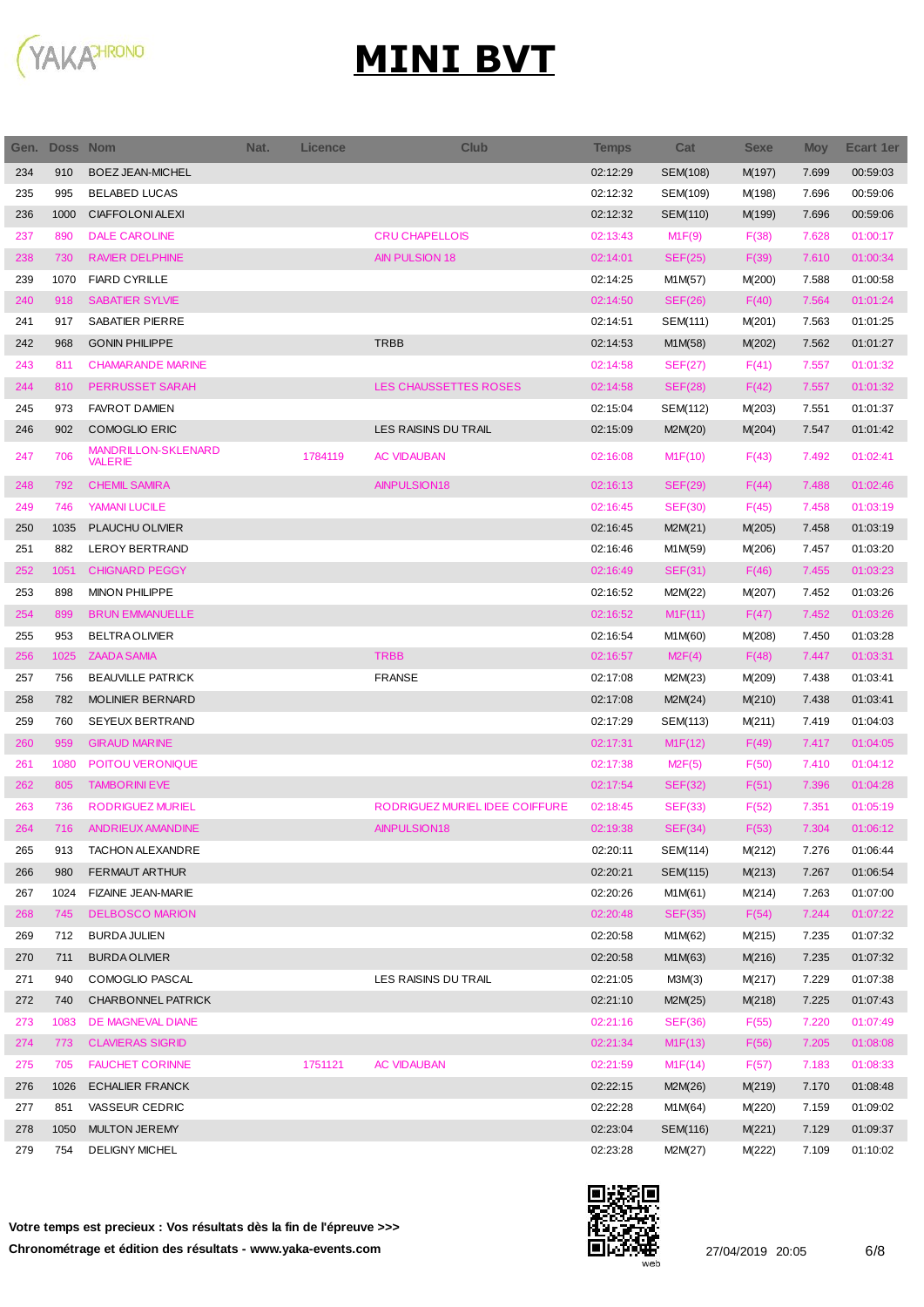# MINI BVT

| Gen. | Doss | Nom | Nat. | Licence | Club | Temps | Cat | Sexe | Moy | Ecart 1er |
|---|---|---|---|---|---|---|---|---|---|---|
| 234 | 910 | BOEZ JEAN-MICHEL | | | | 02:12:29 | SEM(108) | M(197) | 7.699 | 00:59:03 |
| 235 | 995 | BELABED LUCAS | | | | 02:12:32 | SEM(109) | M(198) | 7.696 | 00:59:06 |
| 236 | 1000 | CIAFFOLONI ALEXI | | | | 02:12:32 | SEM(110) | M(199) | 7.696 | 00:59:06 |
| 237 | 890 | DALE CAROLINE | | | CRU CHAPELLOIS | 02:13:43 | M1F(9) | F(38) | 7.628 | 01:00:17 |
| 238 | 730 | RAVIER DELPHINE | | | AIN PULSION 18 | 02:14:01 | SEF(25) | F(39) | 7.610 | 01:00:34 |
| 239 | 1070 | FIARD CYRILLE | | | | 02:14:25 | M1M(57) | M(200) | 7.588 | 01:00:58 |
| 240 | 918 | SABATIER SYLVIE | | | | 02:14:50 | SEF(26) | F(40) | 7.564 | 01:01:24 |
| 241 | 917 | SABATIER PIERRE | | | | 02:14:51 | SEM(111) | M(201) | 7.563 | 01:01:25 |
| 242 | 968 | GONIN PHILIPPE | | | TRBB | 02:14:53 | M1M(58) | M(202) | 7.562 | 01:01:27 |
| 243 | 811 | CHAMARANDE MARINE | | | | 02:14:58 | SEF(27) | F(41) | 7.557 | 01:01:32 |
| 244 | 810 | PERRUSSET SARAH | | | LES CHAUSSETTES ROSES | 02:14:58 | SEF(28) | F(42) | 7.557 | 01:01:32 |
| 245 | 973 | FAVROT DAMIEN | | | | 02:15:04 | SEM(112) | M(203) | 7.551 | 01:01:37 |
| 246 | 902 | COMOGLIO ERIC | | | LES RAISINS DU TRAIL | 02:15:09 | M2M(20) | M(204) | 7.547 | 01:01:42 |
| 247 | 706 | MANDRILLON-SKLENARD VALERIE | | 1784119 | AC VIDAUBAN | 02:16:08 | M1F(10) | F(43) | 7.492 | 01:02:41 |
| 248 | 792 | CHEMIL SAMIRA | | | AINPULSION18 | 02:16:13 | SEF(29) | F(44) | 7.488 | 01:02:46 |
| 249 | 746 | YAMANI LUCILE | | | | 02:16:45 | SEF(30) | F(45) | 7.458 | 01:03:19 |
| 250 | 1035 | PLAUCHU OLIVIER | | | | 02:16:45 | M2M(21) | M(205) | 7.458 | 01:03:19 |
| 251 | 882 | LEROY BERTRAND | | | | 02:16:46 | M1M(59) | M(206) | 7.457 | 01:03:20 |
| 252 | 1051 | CHIGNARD PEGGY | | | | 02:16:49 | SEF(31) | F(46) | 7.455 | 01:03:23 |
| 253 | 898 | MINON PHILIPPE | | | | 02:16:52 | M2M(22) | M(207) | 7.452 | 01:03:26 |
| 254 | 899 | BRUN EMMANUELLE | | | | 02:16:52 | M1F(11) | F(47) | 7.452 | 01:03:26 |
| 255 | 953 | BELTRA OLIVIER | | | | 02:16:54 | M1M(60) | M(208) | 7.450 | 01:03:28 |
| 256 | 1025 | ZAADA SAMIA | | | TRBB | 02:16:57 | M2F(4) | F(48) | 7.447 | 01:03:31 |
| 257 | 756 | BEAUVILLE PATRICK | | | FRANSE | 02:17:08 | M2M(23) | M(209) | 7.438 | 01:03:41 |
| 258 | 782 | MOLINIER BERNARD | | | | 02:17:08 | M2M(24) | M(210) | 7.438 | 01:03:41 |
| 259 | 760 | SEYEUX BERTRAND | | | | 02:17:29 | SEM(113) | M(211) | 7.419 | 01:04:03 |
| 260 | 959 | GIRAUD MARINE | | | | 02:17:31 | M1F(12) | F(49) | 7.417 | 01:04:05 |
| 261 | 1080 | POITOU VERONIQUE | | | | 02:17:38 | M2F(5) | F(50) | 7.410 | 01:04:12 |
| 262 | 805 | TAMBORINI EVE | | | | 02:17:54 | SEF(32) | F(51) | 7.396 | 01:04:28 |
| 263 | 736 | RODRIGUEZ MURIEL | | | RODRIGUEZ MURIEL IDEE COIFFURE | 02:18:45 | SEF(33) | F(52) | 7.351 | 01:05:19 |
| 264 | 716 | ANDRIEUX AMANDINE | | | AINPULSION18 | 02:19:38 | SEF(34) | F(53) | 7.304 | 01:06:12 |
| 265 | 913 | TACHON ALEXANDRE | | | | 02:20:11 | SEM(114) | M(212) | 7.276 | 01:06:44 |
| 266 | 980 | FERMAUT ARTHUR | | | | 02:20:21 | SEM(115) | M(213) | 7.267 | 01:06:54 |
| 267 | 1024 | FIZAINE JEAN-MARIE | | | | 02:20:26 | M1M(61) | M(214) | 7.263 | 01:07:00 |
| 268 | 745 | DELBOSCO MARION | | | | 02:20:48 | SEF(35) | F(54) | 7.244 | 01:07:22 |
| 269 | 712 | BURDA JULIEN | | | | 02:20:58 | M1M(62) | M(215) | 7.235 | 01:07:32 |
| 270 | 711 | BURDA OLIVIER | | | | 02:20:58 | M1M(63) | M(216) | 7.235 | 01:07:32 |
| 271 | 940 | COMOGLIO PASCAL | | | LES RAISINS DU TRAIL | 02:21:05 | M3M(3) | M(217) | 7.229 | 01:07:38 |
| 272 | 740 | CHARBONNEL PATRICK | | | | 02:21:10 | M2M(25) | M(218) | 7.225 | 01:07:43 |
| 273 | 1083 | DE MAGNEVAL DIANE | | | | 02:21:16 | SEF(36) | F(55) | 7.220 | 01:07:49 |
| 274 | 773 | CLAVIERAS SIGRID | | | | 02:21:34 | M1F(13) | F(56) | 7.205 | 01:08:08 |
| 275 | 705 | FAUCHET CORINNE | | 1751121 | AC VIDAUBAN | 02:21:59 | M1F(14) | F(57) | 7.183 | 01:08:33 |
| 276 | 1026 | ECHALIER FRANCK | | | | 02:22:15 | M2M(26) | M(219) | 7.170 | 01:08:48 |
| 277 | 851 | VASSEUR CEDRIC | | | | 02:22:28 | M1M(64) | M(220) | 7.159 | 01:09:02 |
| 278 | 1050 | MULTON JEREMY | | | | 02:23:04 | SEM(116) | M(221) | 7.129 | 01:09:37 |
| 279 | 754 | DELIGNY MICHEL | | | | 02:23:28 | M2M(27) | M(222) | 7.109 | 01:10:02 |

**Votre temps est precieux : Vos résultats dès la fin de l'épreuve >>>**

**Chronométrage et édition des résultats - www.yaka-events.com**

27/04/2019 20:05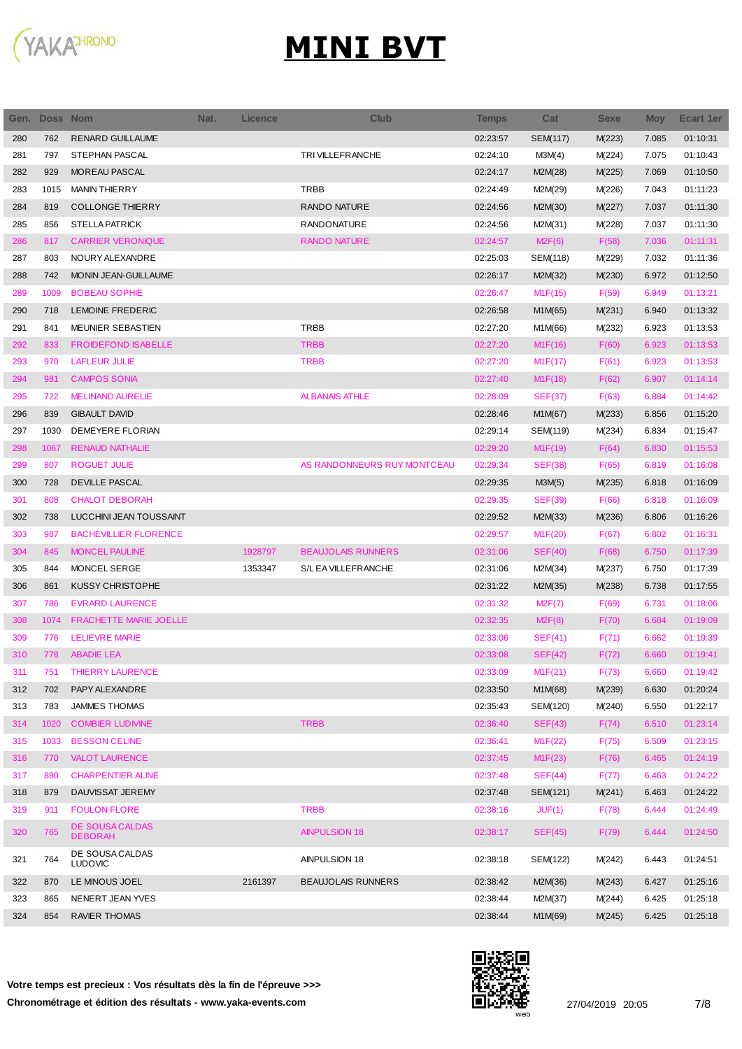# MINI BVT

| Gen. | Doss | Nom | Nat. | Licence | Club | Temps | Cat | Sexe | Moy | Ecart 1er |
|---|---|---|---|---|---|---|---|---|---|---|
| 280 | 762 | RENARD GUILLAUME | | | | 02:23:57 | SEM(117) | M(223) | 7.085 | 01:10:31 |
| 281 | 797 | STEPHAN PASCAL | | | TRI VILLEFRANCHE | 02:24:10 | M3M(4) | M(224) | 7.075 | 01:10:43 |
| 282 | 929 | MOREAU PASCAL | | | | 02:24:17 | M2M(28) | M(225) | 7.069 | 01:10:50 |
| 283 | 1015 | MANIN THIERRY | | | TRBB | 02:24:49 | M2M(29) | M(226) | 7.043 | 01:11:23 |
| 284 | 819 | COLLONGE THIERRY | | | RANDO NATURE | 02:24:56 | M2M(30) | M(227) | 7.037 | 01:11:30 |
| 285 | 856 | STELLA PATRICK | | | RANDONATURE | 02:24:56 | M2M(31) | M(228) | 7.037 | 01:11:30 |
| 286 | 817 | CARRIER VERONIQUE | | | RANDO NATURE | 02:24:57 | M2F(6) | F(58) | 7.036 | 01:11:31 |
| 287 | 803 | NOURY ALEXANDRE | | | | 02:25:03 | SEM(118) | M(229) | 7.032 | 01:11:36 |
| 288 | 742 | MONIN JEAN-GUILLAUME | | | | 02:26:17 | M2M(32) | M(230) | 6.972 | 01:12:50 |
| 289 | 1009 | BOBEAU SOPHIE | | | | 02:26:47 | M1F(15) | F(59) | 6.949 | 01:13:21 |
| 290 | 718 | LEMOINE FREDERIC | | | | 02:26:58 | M1M(65) | M(231) | 6.940 | 01:13:32 |
| 291 | 841 | MEUNIER SEBASTIEN | | | TRBB | 02:27:20 | M1M(66) | M(232) | 6.923 | 01:13:53 |
| 292 | 833 | FROIDEFOND ISABELLE | | | TRBB | 02:27:20 | M1F(16) | F(60) | 6.923 | 01:13:53 |
| 293 | 970 | LAFLEUR JULIE | | | TRBB | 02:27:20 | M1F(17) | F(61) | 6.923 | 01:13:53 |
| 294 | 981 | CAMPOS SONIA | | | | 02:27:40 | M1F(18) | F(62) | 6.907 | 01:14:14 |
| 295 | 722 | MELINAND AURELIE | | | ALBANAIS ATHLE | 02:28:09 | SEF(37) | F(63) | 6.884 | 01:14:42 |
| 296 | 839 | GIBAULT DAVID | | | | 02:28:46 | M1M(67) | M(233) | 6.856 | 01:15:20 |
| 297 | 1030 | DEMEYERE FLORIAN | | | | 02:29:14 | SEM(119) | M(234) | 6.834 | 01:15:47 |
| 298 | 1067 | RENAUD NATHALIE | | | | 02:29:20 | M1F(19) | F(64) | 6.830 | 01:15:53 |
| 299 | 807 | ROGUET JULIE | | | AS RANDONNEURS RUY MONTCEAU | 02:29:34 | SEF(38) | F(65) | 6.819 | 01:16:08 |
| 300 | 728 | DEVILLE PASCAL | | | | 02:29:35 | M3M(5) | M(235) | 6.818 | 01:16:09 |
| 301 | 808 | CHALOT DEBORAH | | | | 02:29:35 | SEF(39) | F(66) | 6.818 | 01:16:09 |
| 302 | 738 | LUCCHINI JEAN TOUSSAINT | | | | 02:29:52 | M2M(33) | M(236) | 6.806 | 01:16:26 |
| 303 | 987 | BACHEVILLIER FLORENCE | | | | 02:29:57 | M1F(20) | F(67) | 6.802 | 01:16:31 |
| 304 | 845 | MONCEL PAULINE | | 1928797 | BEAUJOLAIS RUNNERS | 02:31:06 | SEF(40) | F(68) | 6.750 | 01:17:39 |
| 305 | 844 | MONCEL SERGE | | 1353347 | S/L EA VILLEFRANCHE | 02:31:06 | M2M(34) | M(237) | 6.750 | 01:17:39 |
| 306 | 861 | KUSSY CHRISTOPHE | | | | 02:31:22 | M2M(35) | M(238) | 6.738 | 01:17:55 |
| 307 | 786 | EVRARD LAURENCE | | | | 02:31:32 | M2F(7) | F(69) | 6.731 | 01:18:06 |
| 308 | 1074 | FRACHETTE MARIE JOELLE | | | | 02:32:35 | M2F(8) | F(70) | 6.684 | 01:19:09 |
| 309 | 776 | LELIEVRE MARIE | | | | 02:33:06 | SEF(41) | F(71) | 6.662 | 01:19:39 |
| 310 | 778 | ABADIE LEA | | | | 02:33:08 | SEF(42) | F(72) | 6.660 | 01:19:41 |
| 311 | 751 | THIERRY LAURENCE | | | | 02:33:09 | M1F(21) | F(73) | 6.660 | 01:19:42 |
| 312 | 702 | PAPY ALEXANDRE | | | | 02:33:50 | M1M(68) | M(239) | 6.630 | 01:20:24 |
| 313 | 783 | JAMMES THOMAS | | | | 02:35:43 | SEM(120) | M(240) | 6.550 | 01:22:17 |
| 314 | 1020 | COMBIER LUDIVINE | | | TRBB | 02:36:40 | SEF(43) | F(74) | 6.510 | 01:23:14 |
| 315 | 1033 | BESSON CELINE | | | | 02:36:41 | M1F(22) | F(75) | 6.509 | 01:23:15 |
| 316 | 770 | VALOT LAURENCE | | | | 02:37:45 | M1F(23) | F(76) | 6.465 | 01:24:19 |
| 317 | 880 | CHARPENTIER ALINE | | | | 02:37:48 | SEF(44) | F(77) | 6.463 | 01:24:22 |
| 318 | 879 | DAUVISSAT JEREMY | | | | 02:37:48 | SEM(121) | M(241) | 6.463 | 01:24:22 |
| 319 | 911 | FOULON FLORE | | | TRBB | 02:38:16 | JUF(1) | F(78) | 6.444 | 01:24:49 |
| 320 | 765 | DE SOUSA CALDAS DEBORAH | | | AINPULSION 18 | 02:38:17 | SEF(45) | F(79) | 6.444 | 01:24:50 |
| 321 | 764 | DE SOUSA CALDAS LUDOVIC | | | AINPULSION 18 | 02:38:18 | SEM(122) | M(242) | 6.443 | 01:24:51 |
| 322 | 870 | LE MINOUS JOEL | | 2161397 | BEAUJOLAIS RUNNERS | 02:38:42 | M2M(36) | M(243) | 6.427 | 01:25:16 |
| 323 | 865 | NENERT JEAN YVES | | | | 02:38:44 | M2M(37) | M(244) | 6.425 | 01:25:18 |
| 324 | 854 | RAVIER THOMAS | | | | 02:38:44 | M1M(69) | M(245) | 6.425 | 01:25:18 |

**Votre temps est precieux : Vos résultats dès la fin de l'épreuve >>>**

**Chronométrage et édition des résultats - www.yaka-events.com**

27/04/2019 20:05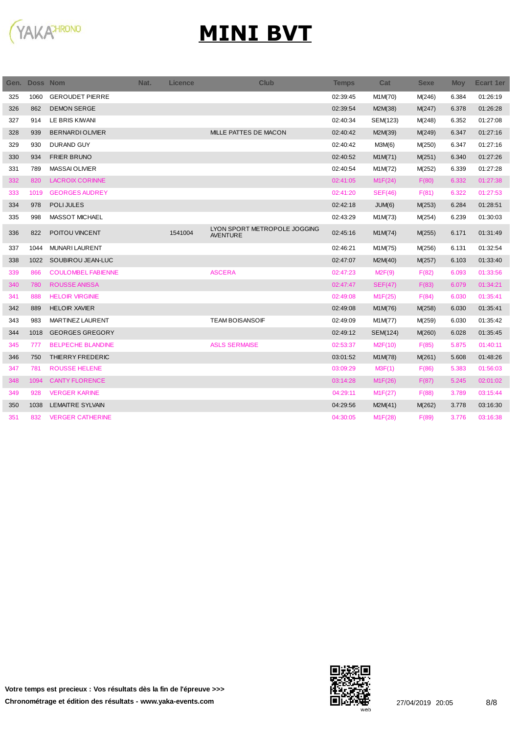# MINI BVT

| Gen. | Doss | Nom | Nat. | Licence | Club | Temps | Cat | Sexe | Moy | Ecart 1er |
|---|---|---|---|---|---|---|---|---|---|---|
| 325 | 1060 | GEROUDET PIERRE | | | | 02:39:45 | M1M(70) | M(246) | 6.384 | 01:26:19 |
| 326 | 862 | DEMON SERGE | | | | 02:39:54 | M2M(38) | M(247) | 6.378 | 01:26:28 |
| 327 | 914 | LE BRIS KIWANI | | | | 02:40:34 | SEM(123) | M(248) | 6.352 | 01:27:08 |
| 328 | 939 | BERNARDI OLIVIER | | | MILLE PATTES DE MACON | 02:40:42 | M2M(39) | M(249) | 6.347 | 01:27:16 |
| 329 | 930 | DURAND GUY | | | | 02:40:42 | M3M(6) | M(250) | 6.347 | 01:27:16 |
| 330 | 934 | FRIER BRUNO | | | | 02:40:52 | M1M(71) | M(251) | 6.340 | 01:27:26 |
| 331 | 789 | MASSAI OLIVIER | | | | 02:40:54 | M1M(72) | M(252) | 6.339 | 01:27:28 |
| 332 | 820 | LACROIX CORINNE | | | | 02:41:05 | M1F(24) | F(80) | 6.332 | 01:27:38 |
| 333 | 1019 | GEORGES AUDREY | | | | 02:41:20 | SEF(46) | F(81) | 6.322 | 01:27:53 |
| 334 | 978 | POLI JULES | | | | 02:42:18 | JUM(6) | M(253) | 6.284 | 01:28:51 |
| 335 | 998 | MASSOT MICHAEL | | | | 02:43:29 | M1M(73) | M(254) | 6.239 | 01:30:03 |
| 336 | 822 | POITOU VINCENT | | 1541004 | LYON SPORT METROPOLE JOGGING AVENTURE | 02:45:16 | M1M(74) | M(255) | 6.171 | 01:31:49 |
| 337 | 1044 | MUNARI LAURENT | | | | 02:46:21 | M1M(75) | M(256) | 6.131 | 01:32:54 |
| 338 | 1022 | SOUBIROU JEAN-LUC | | | | 02:47:07 | M2M(40) | M(257) | 6.103 | 01:33:40 |
| 339 | 866 | COULOMBEL FABIENNE | | | ASCERA | 02:47:23 | M2F(9) | F(82) | 6.093 | 01:33:56 |
| 340 | 780 | ROUSSE ANISSA | | | | 02:47:47 | SEF(47) | F(83) | 6.079 | 01:34:21 |
| 341 | 888 | HELOIR VIRGINIE | | | | 02:49:08 | M1F(25) | F(84) | 6.030 | 01:35:41 |
| 342 | 889 | HELOIR XAVIER | | | | 02:49:08 | M1M(76) | M(258) | 6.030 | 01:35:41 |
| 343 | 983 | MARTINEZ LAURENT | | | TEAM BOISANSOIF | 02:49:09 | M1M(77) | M(259) | 6.030 | 01:35:42 |
| 344 | 1018 | GEORGES GREGORY | | | | 02:49:12 | SEM(124) | M(260) | 6.028 | 01:35:45 |
| 345 | 777 | BELPECHE BLANDINE | | | ASLS SERMAISE | 02:53:37 | M2F(10) | F(85) | 5.875 | 01:40:11 |
| 346 | 750 | THIERRY FREDERIC | | | | 03:01:52 | M1M(78) | M(261) | 5.608 | 01:48:26 |
| 347 | 781 | ROUSSE HELENE | | | | 03:09:29 | M3F(1) | F(86) | 5.383 | 01:56:03 |
| 348 | 1094 | CANTY FLORENCE | | | | 03:14:28 | M1F(26) | F(87) | 5.245 | 02:01:02 |
| 349 | 928 | VERGER KARINE | | | | 04:29:11 | M1F(27) | F(88) | 3.789 | 03:15:44 |
| 350 | 1038 | LEMAITRE SYLVAIN | | | | 04:29:56 | M2M(41) | M(262) | 3.778 | 03:16:30 |
| 351 | 832 | VERGER CATHERINE | | | | 04:30:05 | M1F(28) | F(89) | 3.776 | 03:16:38 |

**Votre temps est precieux : Vos résultats dès la fin de l'épreuve >>>**

**Chronométrage et édition des résultats - www.yaka-events.com**

27/04/2019 20:05